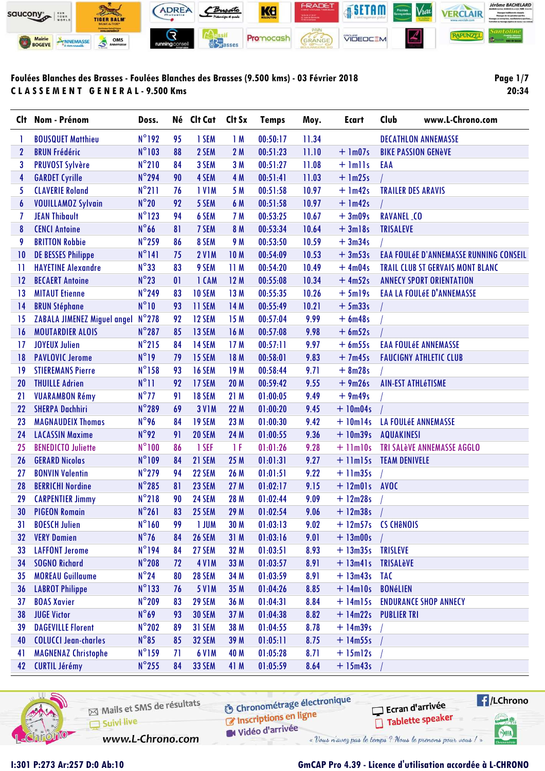**Foulées Blanches des Brasses - Foulées Blanches des Brasses (9.500 kms) - 03 Février 2018**

**CLASSEMENT GENERAL - 9.500 Kms**

20:34

| Clt | Nom - Prénom | Doss. | Né | Clt Cat | Clt Sx | Temps | Moy. | Ecart | Club www.L-Chrono.com |
|---|---|---|---|---|---|---|---|---|---|
| 1 | BOUSQUET Matthieu | N°192 | 95 | 1 SEM | 1 M | 00:50:17 | 11.34 | | DECATHLON ANNEMASSE |
| 2 | BRUN Frédéric | N°103 | 88 | 2 SEM | 2 M | 00:51:23 | 11.10 | + 1m07s | BIKE PASSION GENèVE |
| 3 | PRUVOST Sylvère | N°210 | 84 | 3 SEM | 3 M | 00:51:27 | 11.08 | + 1m11s | EAA |
| 4 | GARDET Cyrille | N°294 | 90 | 4 SEM | 4 M | 00:51:41 | 11.03 | + 1m25s | / |
| 5 | CLAVERIE Roland | N°211 | 76 | 1 V1M | 5 M | 00:51:58 | 10.97 | + 1m42s | TRAILER DES ARAVIS |
| 6 | VOUILLAMOZ Sylvain | N°20 | 92 | 5 SEM | 6 M | 00:51:58 | 10.97 | + 1m42s | / |
| 7 | JEAN Thibault | N°123 | 94 | 6 SEM | 7 M | 00:53:25 | 10.67 | + 3m09s | RAVANEL _CO |
| 8 | CENCI Antoine | N°66 | 81 | 7 SEM | 8 M | 00:53:34 | 10.64 | + 3m18s | TRISALEVE |
| 9 | BRITTON Robbie | N°259 | 86 | 8 SEM | 9 M | 00:53:50 | 10.59 | + 3m34s | / |
| 10 | DE BESSES Philippe | N°141 | 75 | 2 V1M | 10 M | 00:54:09 | 10.53 | + 3m53s | EAA FOULéE D'ANNEMASSE RUNNING CONSEIL |
| 11 | HAYETINE Alexandre | N°33 | 83 | 9 SEM | 11 M | 00:54:20 | 10.49 | + 4m04s | TRAIL CLUB ST GERVAIS MONT BLANC |
| 12 | BECAERT Antoine | N°23 | 01 | 1 CAM | 12 M | 00:55:08 | 10.34 | + 4m52s | ANNECY SPORT ORIENTATION |
| 13 | MITAUT Etienne | N°249 | 83 | 10 SEM | 13 M | 00:55:35 | 10.26 | + 5m19s | EAA LA FOULéE D'ANNEMASSE |
| 14 | BRUN Stéphane | N°10 | 93 | 11 SEM | 14 M | 00:55:49 | 10.21 | + 5m33s | / |
| 15 | ZABALA JIMENEZ Miguel angel | N°278 | 92 | 12 SEM | 15 M | 00:57:04 | 9.99 | + 6m48s | / |
| 16 | MOUTARDIER ALOIS | N°287 | 85 | 13 SEM | 16 M | 00:57:08 | 9.98 | + 6m52s | / |
| 17 | JOYEUX Julien | N°215 | 84 | 14 SEM | 17 M | 00:57:11 | 9.97 | + 6m55s | EAA FOULéE ANNEMASSE |
| 18 | PAVLOVIC Jerome | N°19 | 79 | 15 SEM | 18 M | 00:58:01 | 9.83 | + 7m45s | FAUCIGNY ATHLETIC CLUB |
| 19 | STIEREMANS Pierre | N°158 | 93 | 16 SEM | 19 M | 00:58:44 | 9.71 | + 8m28s | / |
| 20 | THUILLE Adrien | N°11 | 92 | 17 SEM | 20 M | 00:59:42 | 9.55 | + 9m26s | AIN-EST ATHLéTISME |
| 21 | VUARAMBON Rémy | N°77 | 91 | 18 SEM | 21 M | 01:00:05 | 9.49 | + 9m49s | / |
| 22 | SHERPA Dachhiri | N°289 | 69 | 3 V1M | 22 M | 01:00:20 | 9.45 | + 10m04s | / |
| 23 | MAGNAUDEIX Thomas | N°96 | 84 | 19 SEM | 23 M | 01:00:30 | 9.42 | + 10m14s | LA FOULéE ANNEMASSE |
| 24 | LACASSIN Maxime | N°92 | 91 | 20 SEM | 24 M | 01:00:55 | 9.36 | + 10m39s | AQUAKINESI |
| 25 | BENEDICTO Juliette | N°100 | 86 | 1 SEF | 1 F | 01:01:26 | 9.28 | + 11m10s | TRI SALèVE ANNEMASSE AGGLO |
| 26 | GERARD Nicolas | N°109 | 84 | 21 SEM | 25 M | 01:01:31 | 9.27 | + 11m15s | TEAM DENIVELE |
| 27 | BONVIN Valentin | N°279 | 94 | 22 SEM | 26 M | 01:01:51 | 9.22 | + 11m35s | / |
| 28 | BERRICHI Nordine | N°285 | 81 | 23 SEM | 27 M | 01:02:17 | 9.15 | + 12m01s | AVOC |
| 29 | CARPENTIER Jimmy | N°218 | 90 | 24 SEM | 28 M | 01:02:44 | 9.09 | + 12m28s | / |
| 30 | PIGEON Romain | N°261 | 83 | 25 SEM | 29 M | 01:02:54 | 9.06 | + 12m38s | / |
| 31 | BOESCH Julien | N°160 | 99 | 1 JUM | 30 M | 01:03:13 | 9.02 | + 12m57s | CS CHêNOIS |
| 32 | VERY Damien | N°76 | 84 | 26 SEM | 31 M | 01:03:16 | 9.01 | + 13m00s | / |
| 33 | LAFFONT Jerome | N°194 | 84 | 27 SEM | 32 M | 01:03:51 | 8.93 | + 13m35s | TRISLEVE |
| 34 | SOGNO Richard | N°208 | 72 | 4 V1M | 33 M | 01:03:57 | 8.91 | + 13m41s | TRISALèVE |
| 35 | MOREAU Guillaume | N°24 | 80 | 28 SEM | 34 M | 01:03:59 | 8.91 | + 13m43s | TAC |
| 36 | LABROT Philippe | N°133 | 76 | 5 V1M | 35 M | 01:04:26 | 8.85 | + 14m10s | BONéLIEN |
| 37 | BOAS Xavier | N°209 | 83 | 29 SEM | 36 M | 01:04:31 | 8.84 | + 14m15s | ENDURANCE SHOP ANNECY |
| 38 | JUGE Victor | N°69 | 93 | 30 SEM | 37 M | 01:04:38 | 8.82 | + 14m22s | PUBLIER TRI |
| 39 | DAGEVILLE Florent | N°202 | 89 | 31 SEM | 38 M | 01:04:55 | 8.78 | + 14m39s | / |
| 40 | COLUCCI Jean-charles | N°85 | 85 | 32 SEM | 39 M | 01:05:11 | 8.75 | + 14m55s | / |
| 41 | MAGNENAZ Christophe | N°159 | 71 | 6 V1M | 40 M | 01:05:28 | 8.71 | + 15m12s | / |
| 42 | CURTIL Jérémy | N°255 | 84 | 33 SEM | 41 M | 01:05:59 | 8.64 | + 15m43s | / |

I:301 P:273 Ar:257 D:0 Ab:10

GmCAP Pro 4.39 - Licence d'utilisation accordée à L-CHRONO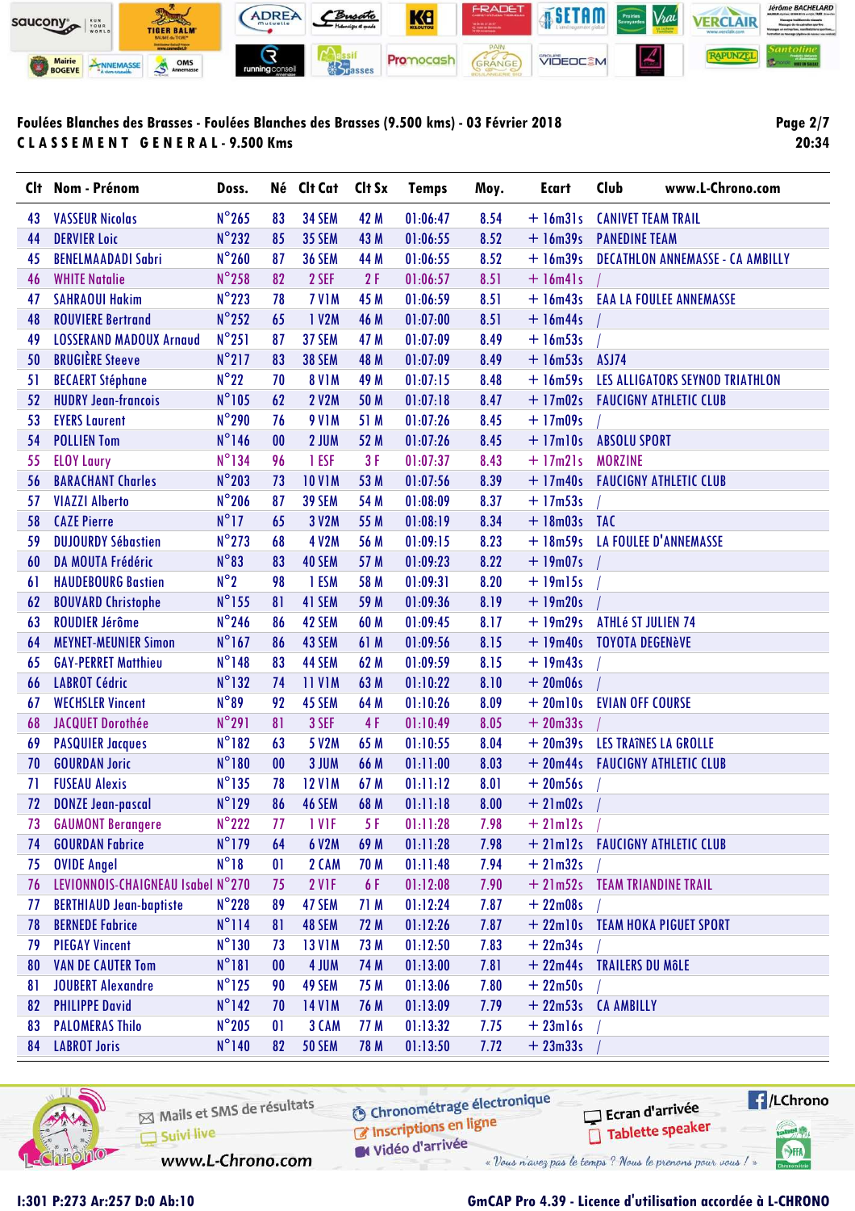**Foulées Blanches des Brasses - Foulées Blanches des Brasses (9.500 kms) - 03 Février 2018**

**C L A S S E M E N T   G E N E R A L - 9.500 Kms**

20:34

| Clt | Nom - Prénom | Doss. | Né | Clt Cat | Clt Sx | Temps | Moy. | Ecart | Club www.L-Chrono.com |
|---|---|---|---|---|---|---|---|---|---|
| 43 | VASSEUR Nicolas | N°265 | 83 | 34 SEM | 42 M | 01:06:47 | 8.54 | + 16m31s | CANIVET TEAM TRAIL |
| 44 | DERVIER Loic | N°232 | 85 | 35 SEM | 43 M | 01:06:55 | 8.52 | + 16m39s | PANEDINE TEAM |
| 45 | BENELMAADADI Sabri | N°260 | 87 | 36 SEM | 44 M | 01:06:55 | 8.52 | + 16m39s | DECATHLON ANNEMASSE - CA AMBILLY |
| 46 | WHITE Natalie | N°258 | 82 | 2 SEF | 2 F | 01:06:57 | 8.51 | + 16m41s | / |
| 47 | SAHRAOUI Hakim | N°223 | 78 | 7 V1M | 45 M | 01:06:59 | 8.51 | + 16m43s | EAA LA FOULEE ANNEMASSE |
| 48 | ROUVIERE Bertrand | N°252 | 65 | 1 V2M | 46 M | 01:07:00 | 8.51 | + 16m44s | / |
| 49 | LOSSERAND MADOUX Arnaud | N°251 | 87 | 37 SEM | 47 M | 01:07:09 | 8.49 | + 16m53s | / |
| 50 | BRUGIÈRE Steeve | N°217 | 83 | 38 SEM | 48 M | 01:07:09 | 8.49 | + 16m53s | ASJ74 |
| 51 | BECAERT Stéphane | N°22 | 70 | 8 V1M | 49 M | 01:07:15 | 8.48 | + 16m59s | LES ALLIGATORS SEYNOD TRIATHLON |
| 52 | HUDRY Jean-francois | N°105 | 62 | 2 V2M | 50 M | 01:07:18 | 8.47 | + 17m02s | FAUCIGNY ATHLETIC CLUB |
| 53 | EYERS Laurent | N°290 | 76 | 9 V1M | 51 M | 01:07:26 | 8.45 | + 17m09s | / |
| 54 | POLLIEN Tom | N°146 | 00 | 2 JUM | 52 M | 01:07:26 | 8.45 | + 17m10s | ABSOLU SPORT |
| 55 | ELOY Laury | N°134 | 96 | 1 ESF | 3 F | 01:07:37 | 8.43 | + 17m21s | MORZINE |
| 56 | BARACHANT Charles | N°203 | 73 | 10 V1M | 53 M | 01:07:56 | 8.39 | + 17m40s | FAUCIGNY ATHLETIC CLUB |
| 57 | VIAZZI Alberto | N°206 | 87 | 39 SEM | 54 M | 01:08:09 | 8.37 | + 17m53s | / |
| 58 | CAZE Pierre | N°17 | 65 | 3 V2M | 55 M | 01:08:19 | 8.34 | + 18m03s | TAC |
| 59 | DUJOURDY Sébastien | N°273 | 68 | 4 V2M | 56 M | 01:09:15 | 8.23 | + 18m59s | LA FOULEE D'ANNEMASSE |
| 60 | DA MOUTA Frédéric | N°83 | 83 | 40 SEM | 57 M | 01:09:23 | 8.22 | + 19m07s | / |
| 61 | HAUDEBOURG Bastien | N°2 | 98 | 1 ESM | 58 M | 01:09:31 | 8.20 | + 19m15s | / |
| 62 | BOUVARD Christophe | N°155 | 81 | 41 SEM | 59 M | 01:09:36 | 8.19 | + 19m20s | / |
| 63 | ROUDIER Jérôme | N°246 | 86 | 42 SEM | 60 M | 01:09:45 | 8.17 | + 19m29s | ATHLé ST JULIEN 74 |
| 64 | MEYNET-MEUNIER Simon | N°167 | 86 | 43 SEM | 61 M | 01:09:56 | 8.15 | + 19m40s | TOYOTA DEGENèVE |
| 65 | GAY-PERRET Matthieu | N°148 | 83 | 44 SEM | 62 M | 01:09:59 | 8.15 | + 19m43s | / |
| 66 | LABROT Cédric | N°132 | 74 | 11 V1M | 63 M | 01:10:22 | 8.10 | + 20m06s | / |
| 67 | WECHSLER Vincent | N°89 | 92 | 45 SEM | 64 M | 01:10:26 | 8.09 | + 20m10s | EVIAN OFF COURSE |
| 68 | JACQUET Dorothée | N°291 | 81 | 3 SEF | 4 F | 01:10:49 | 8.05 | + 20m33s | / |
| 69 | PASQUIER Jacques | N°182 | 63 | 5 V2M | 65 M | 01:10:55 | 8.04 | + 20m39s | LES TRAîNES LA GROLLE |
| 70 | GOURDAN Joric | N°180 | 00 | 3 JUM | 66 M | 01:11:00 | 8.03 | + 20m44s | FAUCIGNY ATHLETIC CLUB |
| 71 | FUSEAU Alexis | N°135 | 78 | 12 V1M | 67 M | 01:11:12 | 8.01 | + 20m56s | / |
| 72 | DONZE Jean-pascal | N°129 | 86 | 46 SEM | 68 M | 01:11:18 | 8.00 | + 21m02s | / |
| 73 | GAUMONT Berangere | N°222 | 77 | 1 V1F | 5 F | 01:11:28 | 7.98 | + 21m12s | / |
| 74 | GOURDAN Fabrice | N°179 | 64 | 6 V2M | 69 M | 01:11:28 | 7.98 | + 21m12s | FAUCIGNY ATHLETIC CLUB |
| 75 | OVIDE Angel | N°18 | 01 | 2 CAM | 70 M | 01:11:48 | 7.94 | + 21m32s | / |
| 76 | LEVIONNOIS-CHAIGNEAU Isabel | N°270 | 75 | 2 V1F | 6 F | 01:12:08 | 7.90 | + 21m52s | TEAM TRIANDINE TRAIL |
| 77 | BERTHIAUD Jean-baptiste | N°228 | 89 | 47 SEM | 71 M | 01:12:24 | 7.87 | + 22m08s | / |
| 78 | BERNEDE Fabrice | N°114 | 81 | 48 SEM | 72 M | 01:12:26 | 7.87 | + 22m10s | TEAM HOKA PIGUET SPORT |
| 79 | PIEGAY Vincent | N°130 | 73 | 13 V1M | 73 M | 01:12:50 | 7.83 | + 22m34s | / |
| 80 | VAN DE CAUTER Tom | N°181 | 00 | 4 JUM | 74 M | 01:13:00 | 7.81 | + 22m44s | TRAILERS DU MôLE |
| 81 | JOUBERT Alexandre | N°125 | 90 | 49 SEM | 75 M | 01:13:06 | 7.80 | + 22m50s | / |
| 82 | PHILIPPE David | N°142 | 70 | 14 V1M | 76 M | 01:13:09 | 7.79 | + 22m53s | CA AMBILLY |
| 83 | PALOMERAS Thilo | N°205 | 01 | 3 CAM | 77 M | 01:13:32 | 7.75 | + 23m16s | / |
| 84 | LABROT Joris | N°140 | 82 | 50 SEM | 78 M | 01:13:50 | 7.72 | + 23m33s | / |

Mails et SMS de résultats · Suivi live · Chronométrage électronique · Inscriptions en ligne · Vidéo d'arrivée · Ecran d'arrivée · Tablette speaker · www.L-Chrono.com · /LChrono

« Vous n'avez pas le temps ? Nous le prenons pour vous ! »

I:301 P:273 Ar:257 D:0 Ab:10

GmCAP Pro 4.39 - Licence d'utilisation accordée à L-CHRONO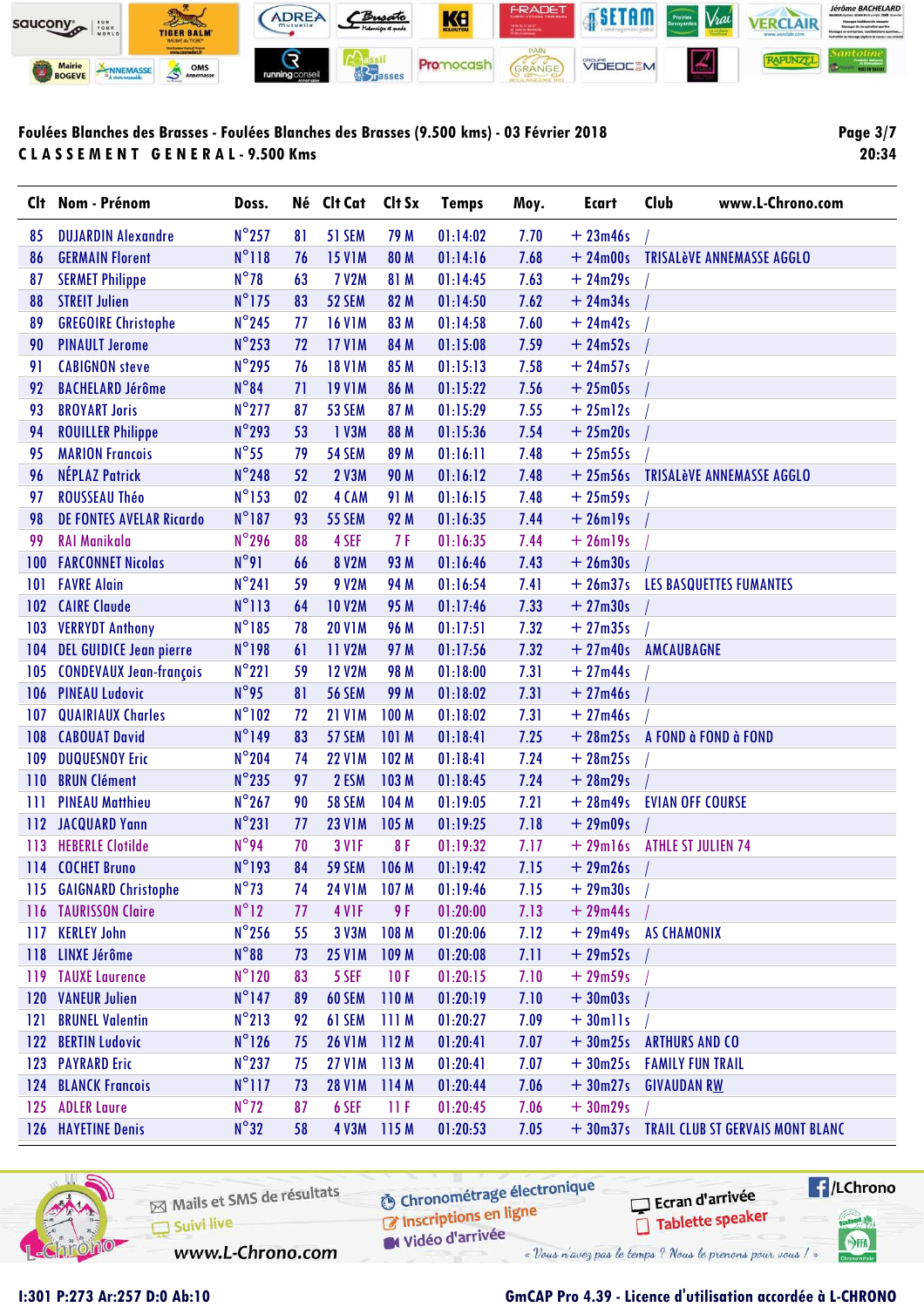**Foulées Blanches des Brasses - Foulées Blanches des Brasses (9.500 kms) - 03 Février 2018**

**CLASSEMENT GENERAL - 9.500 Kms**

| Clt | Nom - Prénom | Doss. | Né | Clt Cat | Clt Sx | Temps | Moy. | Ecart | Club | www.L-Chrono.com |
|---|---|---|---|---|---|---|---|---|---|---|
| 85 | DUJARDIN Alexandre | N°257 | 81 | 51 SEM | 79 M | 01:14:02 | 7.70 | + 23m46s | / | |
| 86 | GERMAIN Florent | N°118 | 76 | 15 V1M | 80 M | 01:14:16 | 7.68 | + 24m00s | TRISALèVE ANNEMASSE AGGLO | |
| 87 | SERMET Philippe | N°78 | 63 | 7 V2M | 81 M | 01:14:45 | 7.63 | + 24m29s | / | |
| 88 | STREIT Julien | N°175 | 83 | 52 SEM | 82 M | 01:14:50 | 7.62 | + 24m34s | / | |
| 89 | GREGOIRE Christophe | N°245 | 77 | 16 V1M | 83 M | 01:14:58 | 7.60 | + 24m42s | / | |
| 90 | PINAULT Jerome | N°253 | 72 | 17 V1M | 84 M | 01:15:08 | 7.59 | + 24m52s | / | |
| 91 | CABIGNON steve | N°295 | 76 | 18 V1M | 85 M | 01:15:13 | 7.58 | + 24m57s | / | |
| 92 | BACHELARD Jérôme | N°84 | 71 | 19 V1M | 86 M | 01:15:22 | 7.56 | + 25m05s | / | |
| 93 | BROYART Joris | N°277 | 87 | 53 SEM | 87 M | 01:15:29 | 7.55 | + 25m12s | / | |
| 94 | ROUILLER Philippe | N°293 | 53 | 1 V3M | 88 M | 01:15:36 | 7.54 | + 25m20s | / | |
| 95 | MARION Francois | N°55 | 79 | 54 SEM | 89 M | 01:16:11 | 7.48 | + 25m55s | / | |
| 96 | NÉPLAZ Patrick | N°248 | 52 | 2 V3M | 90 M | 01:16:12 | 7.48 | + 25m56s | TRISALèVE ANNEMASSE AGGLO | |
| 97 | ROUSSEAU Théo | N°153 | 02 | 4 CAM | 91 M | 01:16:15 | 7.48 | + 25m59s | / | |
| 98 | DE FONTES AVELAR Ricardo | N°187 | 93 | 55 SEM | 92 M | 01:16:35 | 7.44 | + 26m19s | / | |
| 99 | RAI Manikala | N°296 | 88 | 4 SEF | 7 F | 01:16:35 | 7.44 | + 26m19s | / | |
| 100 | FARCONNET Nicolas | N°91 | 66 | 8 V2M | 93 M | 01:16:46 | 7.43 | + 26m30s | / | |
| 101 | FAVRE Alain | N°241 | 59 | 9 V2M | 94 M | 01:16:54 | 7.41 | + 26m37s | LES BASQUETTES FUMANTES | |
| 102 | CAIRE Claude | N°113 | 64 | 10 V2M | 95 M | 01:17:46 | 7.33 | + 27m30s | / | |
| 103 | VERRYDT Anthony | N°185 | 78 | 20 V1M | 96 M | 01:17:51 | 7.32 | + 27m35s | / | |
| 104 | DEL GUIDICE Jean pierre | N°198 | 61 | 11 V2M | 97 M | 01:17:56 | 7.32 | + 27m40s | AMCAUBAGNE | |
| 105 | CONDEVAUX Jean-françois | N°221 | 59 | 12 V2M | 98 M | 01:18:00 | 7.31 | + 27m44s | / | |
| 106 | PINEAU Ludovic | N°95 | 81 | 56 SEM | 99 M | 01:18:02 | 7.31 | + 27m46s | / | |
| 107 | QUAIRIAUX Charles | N°102 | 72 | 21 V1M | 100 M | 01:18:02 | 7.31 | + 27m46s | / | |
| 108 | CABOUAT David | N°149 | 83 | 57 SEM | 101 M | 01:18:41 | 7.25 | + 28m25s | A FOND à FOND à FOND | |
| 109 | DUQUESNOY Eric | N°204 | 74 | 22 V1M | 102 M | 01:18:41 | 7.24 | + 28m25s | / | |
| 110 | BRUN Clément | N°235 | 97 | 2 ESM | 103 M | 01:18:45 | 7.24 | + 28m29s | / | |
| 111 | PINEAU Matthieu | N°267 | 90 | 58 SEM | 104 M | 01:19:05 | 7.21 | + 28m49s | EVIAN OFF COURSE | |
| 112 | JACQUARD Yann | N°231 | 77 | 23 V1M | 105 M | 01:19:25 | 7.18 | + 29m09s | / | |
| 113 | HEBERLE Clotilde | N°94 | 70 | 3 V1F | 8 F | 01:19:32 | 7.17 | + 29m16s | ATHLE ST JULIEN 74 | |
| 114 | COCHET Bruno | N°193 | 84 | 59 SEM | 106 M | 01:19:42 | 7.15 | + 29m26s | / | |
| 115 | GAIGNARD Christophe | N°73 | 74 | 24 V1M | 107 M | 01:19:46 | 7.15 | + 29m30s | / | |
| 116 | TAURISSON Claire | N°12 | 77 | 4 V1F | 9 F | 01:20:00 | 7.13 | + 29m44s | / | |
| 117 | KERLEY John | N°256 | 55 | 3 V3M | 108 M | 01:20:06 | 7.12 | + 29m49s | AS CHAMONIX | |
| 118 | LINXE Jérôme | N°88 | 73 | 25 V1M | 109 M | 01:20:08 | 7.11 | + 29m52s | / | |
| 119 | TAUXE Laurence | N°120 | 83 | 5 SEF | 10 F | 01:20:15 | 7.10 | + 29m59s | / | |
| 120 | VANEUR Julien | N°147 | 89 | 60 SEM | 110 M | 01:20:19 | 7.10 | + 30m03s | / | |
| 121 | BRUNEL Valentin | N°213 | 92 | 61 SEM | 111 M | 01:20:27 | 7.09 | + 30m11s | / | |
| 122 | BERTIN Ludovic | N°126 | 75 | 26 V1M | 112 M | 01:20:41 | 7.07 | + 30m25s | ARTHURS AND CO | |
| 123 | PAYRARD Eric | N°237 | 75 | 27 V1M | 113 M | 01:20:41 | 7.07 | + 30m25s | FAMILY FUN TRAIL | |
| 124 | BLANCK Francois | N°117 | 73 | 28 V1M | 114 M | 01:20:44 | 7.06 | + 30m27s | GIVAUDAN RW | |
| 125 | ADLER Laure | N°72 | 87 | 6 SEF | 11 F | 01:20:45 | 7.06 | + 30m29s | / | |
| 126 | HAYETINE Denis | N°32 | 58 | 4 V3M | 115 M | 01:20:53 | 7.05 | + 30m37s | TRAIL CLUB ST GERVAIS MONT BLANC | |

I:301 P:273 Ar:257 D:0 Ab:10

GmCAP Pro 4.39 - Licence d'utilisation accordée à L-CHRONO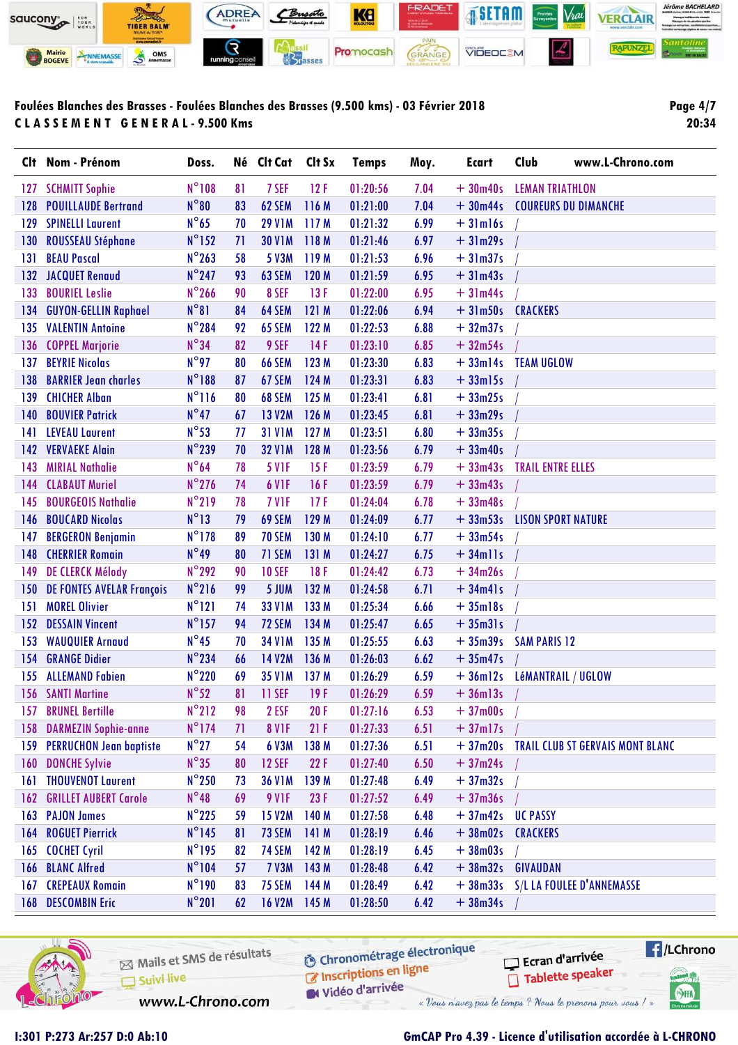## Foulées Blanches des Brasses - Foulées Blanches des Brasses (9.500 kms) - 03 Février 2018

**C L A S S E M E N T   G E N E R A L - 9.500 Kms**

20:34

| Clt | Nom - Prénom | Doss. | Né | Clt Cat | Clt Sx | Temps | Moy. | Ecart | Club www.L-Chrono.com |
|---|---|---|---|---|---|---|---|---|---|
| 127 | SCHMITT Sophie | N°108 | 81 | 7 SEF | 12 F | 01:20:56 | 7.04 | + 30m40s | LEMAN TRIATHLON |
| 128 | POUILLAUDE Bertrand | N°80 | 83 | 62 SEM | 116 M | 01:21:00 | 7.04 | + 30m44s | COUREURS DU DIMANCHE |
| 129 | SPINELLI Laurent | N°65 | 70 | 29 V1M | 117 M | 01:21:32 | 6.99 | + 31m16s | / |
| 130 | ROUSSEAU Stéphane | N°152 | 71 | 30 V1M | 118 M | 01:21:46 | 6.97 | + 31m29s | / |
| 131 | BEAU Pascal | N°263 | 58 | 5 V3M | 119 M | 01:21:53 | 6.96 | + 31m37s | / |
| 132 | JACQUET Renaud | N°247 | 93 | 63 SEM | 120 M | 01:21:59 | 6.95 | + 31m43s | / |
| 133 | BOURIEL Leslie | N°266 | 90 | 8 SEF | 13 F | 01:22:00 | 6.95 | + 31m44s | / |
| 134 | GUYON-GELLIN Raphael | N°81 | 84 | 64 SEM | 121 M | 01:22:06 | 6.94 | + 31m50s | CRACKERS |
| 135 | VALENTIN Antoine | N°284 | 92 | 65 SEM | 122 M | 01:22:53 | 6.88 | + 32m37s | / |
| 136 | COPPEL Marjorie | N°34 | 82 | 9 SEF | 14 F | 01:23:10 | 6.85 | + 32m54s | / |
| 137 | BEYRIE Nicolas | N°97 | 80 | 66 SEM | 123 M | 01:23:30 | 6.83 | + 33m14s | TEAM UGLOW |
| 138 | BARRIER Jean charles | N°188 | 87 | 67 SEM | 124 M | 01:23:31 | 6.83 | + 33m15s | / |
| 139 | CHICHER Alban | N°116 | 80 | 68 SEM | 125 M | 01:23:41 | 6.81 | + 33m25s | / |
| 140 | BOUVIER Patrick | N°47 | 67 | 13 V2M | 126 M | 01:23:45 | 6.81 | + 33m29s | / |
| 141 | LEVEAU Laurent | N°53 | 77 | 31 V1M | 127 M | 01:23:51 | 6.80 | + 33m35s | / |
| 142 | VERVAEKE Alain | N°239 | 70 | 32 V1M | 128 M | 01:23:56 | 6.79 | + 33m40s | / |
| 143 | MIRIAL Nathalie | N°64 | 78 | 5 V1F | 15 F | 01:23:59 | 6.79 | + 33m43s | TRAIL ENTRE ELLES |
| 144 | CLABAUT Muriel | N°276 | 74 | 6 V1F | 16 F | 01:23:59 | 6.79 | + 33m43s | / |
| 145 | BOURGEOIS Nathalie | N°219 | 78 | 7 V1F | 17 F | 01:24:04 | 6.78 | + 33m48s | / |
| 146 | BOUCARD Nicolas | N°13 | 79 | 69 SEM | 129 M | 01:24:09 | 6.77 | + 33m53s | LISON SPORT NATURE |
| 147 | BERGERON Benjamin | N°178 | 89 | 70 SEM | 130 M | 01:24:10 | 6.77 | + 33m54s | / |
| 148 | CHERRIER Romain | N°49 | 80 | 71 SEM | 131 M | 01:24:27 | 6.75 | + 34m11s | / |
| 149 | DE CLERCK Mélody | N°292 | 90 | 10 SEF | 18 F | 01:24:42 | 6.73 | + 34m26s | / |
| 150 | DE FONTES AVELAR François | N°216 | 99 | 5 JUM | 132 M | 01:24:58 | 6.71 | + 34m41s | / |
| 151 | MOREL Olivier | N°121 | 74 | 33 V1M | 133 M | 01:25:34 | 6.66 | + 35m18s | / |
| 152 | DESSAIN Vincent | N°157 | 94 | 72 SEM | 134 M | 01:25:47 | 6.65 | + 35m31s | / |
| 153 | WAUQUIER Arnaud | N°45 | 70 | 34 V1M | 135 M | 01:25:55 | 6.63 | + 35m39s | SAM PARIS 12 |
| 154 | GRANGE Didier | N°234 | 66 | 14 V2M | 136 M | 01:26:03 | 6.62 | + 35m47s | / |
| 155 | ALLEMAND Fabien | N°220 | 69 | 35 V1M | 137 M | 01:26:29 | 6.59 | + 36m12s | LéMANTRAIL / UGLOW |
| 156 | SANTI Martine | N°52 | 81 | 11 SEF | 19 F | 01:26:29 | 6.59 | + 36m13s | / |
| 157 | BRUNEL Bertille | N°212 | 98 | 2 ESF | 20 F | 01:27:16 | 6.53 | + 37m00s | / |
| 158 | DARMEZIN Sophie-anne | N°174 | 71 | 8 V1F | 21 F | 01:27:33 | 6.51 | + 37m17s | / |
| 159 | PERRUCHON Jean baptiste | N°27 | 54 | 6 V3M | 138 M | 01:27:36 | 6.51 | + 37m20s | TRAIL CLUB ST GERVAIS MONT BLANC |
| 160 | DONCHE Sylvie | N°35 | 80 | 12 SEF | 22 F | 01:27:40 | 6.50 | + 37m24s | / |
| 161 | THOUVENOT Laurent | N°250 | 73 | 36 V1M | 139 M | 01:27:48 | 6.49 | + 37m32s | / |
| 162 | GRILLET AUBERT Carole | N°48 | 69 | 9 V1F | 23 F | 01:27:52 | 6.49 | + 37m36s | / |
| 163 | PAJON James | N°225 | 59 | 15 V2M | 140 M | 01:27:58 | 6.48 | + 37m42s | UC PASSY |
| 164 | ROGUET Pierrick | N°145 | 81 | 73 SEM | 141 M | 01:28:19 | 6.46 | + 38m02s | CRACKERS |
| 165 | COCHET Cyril | N°195 | 82 | 74 SEM | 142 M | 01:28:19 | 6.45 | + 38m03s | / |
| 166 | BLANC Alfred | N°104 | 57 | 7 V3M | 143 M | 01:28:48 | 6.42 | + 38m32s | GIVAUDAN |
| 167 | CREPEAUX Romain | N°190 | 83 | 75 SEM | 144 M | 01:28:49 | 6.42 | + 38m33s | S/L LA FOULEE D'ANNEMASSE |
| 168 | DESCOMBIN Eric | N°201 | 62 | 16 V2M | 145 M | 01:28:50 | 6.42 | + 38m34s | / |

I:301 P:273 Ar:257 D:0 Ab:10

GmCAP Pro 4.39 - Licence d'utilisation accordée à L-CHRONO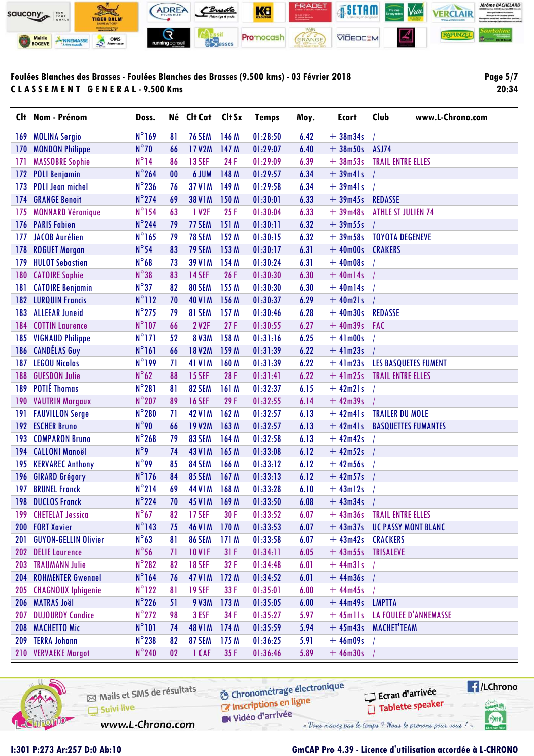**Foulées Blanches des Brasses - Foulées Blanches des Brasses (9.500 kms) - 03 Février 2018**

**CLASSEMENT GENERAL - 9.500 Kms**

| Clt | Nom - Prénom | Doss. | Né | Clt Cat | Clt Sx | Temps | Moy. | Ecart | Club |
|---|---|---|---|---|---|---|---|---|---|
| 169 | MOLINA Sergio | N°169 | 81 | 76 SEM | 146 M | 01:28:50 | 6.42 | + 38m34s | / |
| 170 | MONDON Philippe | N°70 | 66 | 17 V2M | 147 M | 01:29:07 | 6.40 | + 38m50s | ASJ74 |
| 171 | MASSOBRE Sophie | N°14 | 86 | 13 SEF | 24 F | 01:29:09 | 6.39 | + 38m53s | TRAIL ENTRE ELLES |
| 172 | POLI Benjamin | N°264 | 00 | 6 JUM | 148 M | 01:29:57 | 6.34 | + 39m41s | / |
| 173 | POLI Jean michel | N°236 | 76 | 37 V1M | 149 M | 01:29:58 | 6.34 | + 39m41s | / |
| 174 | GRANGE Benoit | N°274 | 69 | 38 V1M | 150 M | 01:30:01 | 6.33 | + 39m45s | REDASSE |
| 175 | MONNARD Véronique | N°154 | 63 | 1 V2F | 25 F | 01:30:04 | 6.33 | + 39m48s | ATHLE ST JULIEN 74 |
| 176 | PARIS Fabien | N°244 | 79 | 77 SEM | 151 M | 01:30:11 | 6.32 | + 39m55s | / |
| 177 | JACOB Aurélien | N°165 | 79 | 78 SEM | 152 M | 01:30:15 | 6.32 | + 39m58s | TOYOTA DEGENEVE |
| 178 | ROGUET Morgan | N°54 | 83 | 79 SEM | 153 M | 01:30:17 | 6.31 | + 40m00s | CRAKERS |
| 179 | HULOT Sebastien | N°68 | 73 | 39 V1M | 154 M | 01:30:24 | 6.31 | + 40m08s | / |
| 180 | CATOIRE Sophie | N°38 | 83 | 14 SEF | 26 F | 01:30:30 | 6.30 | + 40m14s | / |
| 181 | CATOIRE Benjamin | N°37 | 82 | 80 SEM | 155 M | 01:30:30 | 6.30 | + 40m14s | / |
| 182 | LURQUIN Francis | N°112 | 70 | 40 V1M | 156 M | 01:30:37 | 6.29 | + 40m21s | / |
| 183 | ALLEEAR Juneid | N°275 | 79 | 81 SEM | 157 M | 01:30:46 | 6.28 | + 40m30s | REDASSE |
| 184 | COTTIN Laurence | N°107 | 66 | 2 V2F | 27 F | 01:30:55 | 6.27 | + 40m39s | FAC |
| 185 | VIGNAUD Philippe | N°171 | 52 | 8 V3M | 158 M | 01:31:16 | 6.25 | + 41m00s | / |
| 186 | CANDÉLAS Guy | N°161 | 66 | 18 V2M | 159 M | 01:31:39 | 6.22 | + 41m23s | / |
| 187 | LEGOU Nicolas | N°199 | 71 | 41 V1M | 160 M | 01:31:39 | 6.22 | + 41m23s | LES BASQUETES FUMENT |
| 188 | GUESDON Julie | N°62 | 88 | 15 SEF | 28 F | 01:31:41 | 6.22 | + 41m25s | TRAIL ENTRE ELLES |
| 189 | POTIÉ Thomas | N°281 | 81 | 82 SEM | 161 M | 01:32:37 | 6.15 | + 42m21s | / |
| 190 | VAUTRIN Margaux | N°207 | 89 | 16 SEF | 29 F | 01:32:55 | 6.14 | + 42m39s | / |
| 191 | FAUVILLON Serge | N°280 | 71 | 42 V1M | 162 M | 01:32:57 | 6.13 | + 42m41s | TRAILER DU MOLE |
| 192 | ESCHER Bruno | N°90 | 66 | 19 V2M | 163 M | 01:32:57 | 6.13 | + 42m41s | BASQUETTES FUMANTES |
| 193 | COMPARON Bruno | N°268 | 79 | 83 SEM | 164 M | 01:32:58 | 6.13 | + 42m42s | / |
| 194 | CALLONI Manoël | N°9 | 74 | 43 V1M | 165 M | 01:33:08 | 6.12 | + 42m52s | / |
| 195 | KERVAREC Anthony | N°99 | 85 | 84 SEM | 166 M | 01:33:12 | 6.12 | + 42m56s | / |
| 196 | GIRARD Grégory | N°176 | 84 | 85 SEM | 167 M | 01:33:13 | 6.12 | + 42m57s | / |
| 197 | BRUNEL Franck | N°214 | 69 | 44 V1M | 168 M | 01:33:28 | 6.10 | + 43m12s | / |
| 198 | DUCLOS Franck | N°224 | 70 | 45 V1M | 169 M | 01:33:50 | 6.08 | + 43m34s | / |
| 199 | CHETELAT Jessica | N°67 | 82 | 17 SEF | 30 F | 01:33:52 | 6.07 | + 43m36s | TRAIL ENTRE ELLES |
| 200 | FORT Xavier | N°143 | 75 | 46 V1M | 170 M | 01:33:53 | 6.07 | + 43m37s | UC PASSY MONT BLANC |
| 201 | GUYON-GELLIN Olivier | N°63 | 81 | 86 SEM | 171 M | 01:33:58 | 6.07 | + 43m42s | CRACKERS |
| 202 | DELIE Laurence | N°56 | 71 | 10 V1F | 31 F | 01:34:11 | 6.05 | + 43m55s | TRISALEVE |
| 203 | TRAUMANN Julie | N°282 | 82 | 18 SEF | 32 F | 01:34:48 | 6.01 | + 44m31s | / |
| 204 | ROHMENTER Gwenael | N°164 | 76 | 47 V1M | 172 M | 01:34:52 | 6.01 | + 44m36s | / |
| 205 | CHAGNOUX Iphigenie | N°122 | 81 | 19 SEF | 33 F | 01:35:01 | 6.00 | + 44m45s | / |
| 206 | MATRAS Joël | N°226 | 51 | 9 V3M | 173 M | 01:35:05 | 6.00 | + 44m49s | LMPTTA |
| 207 | DUJOURDY Candice | N°272 | 98 | 3 ESF | 34 F | 01:35:27 | 5.97 | + 45m11s | LA FOULEE D'ANNEMASSE |
| 208 | MACHETTO Mic | N°101 | 74 | 48 V1M | 174 M | 01:35:59 | 5.94 | + 45m43s | MACHET'TEAM |
| 209 | TERRA Johann | N°238 | 82 | 87 SEM | 175 M | 01:36:25 | 5.91 | + 46m09s | / |
| 210 | VERVAEKE Margot | N°240 | 02 | 1 CAF | 35 F | 01:36:46 | 5.89 | + 46m30s | / |

I:301 P:273 Ar:257 D:0 Ab:10

GmCAP Pro 4.39 - Licence d'utilisation accordée à L-CHRONO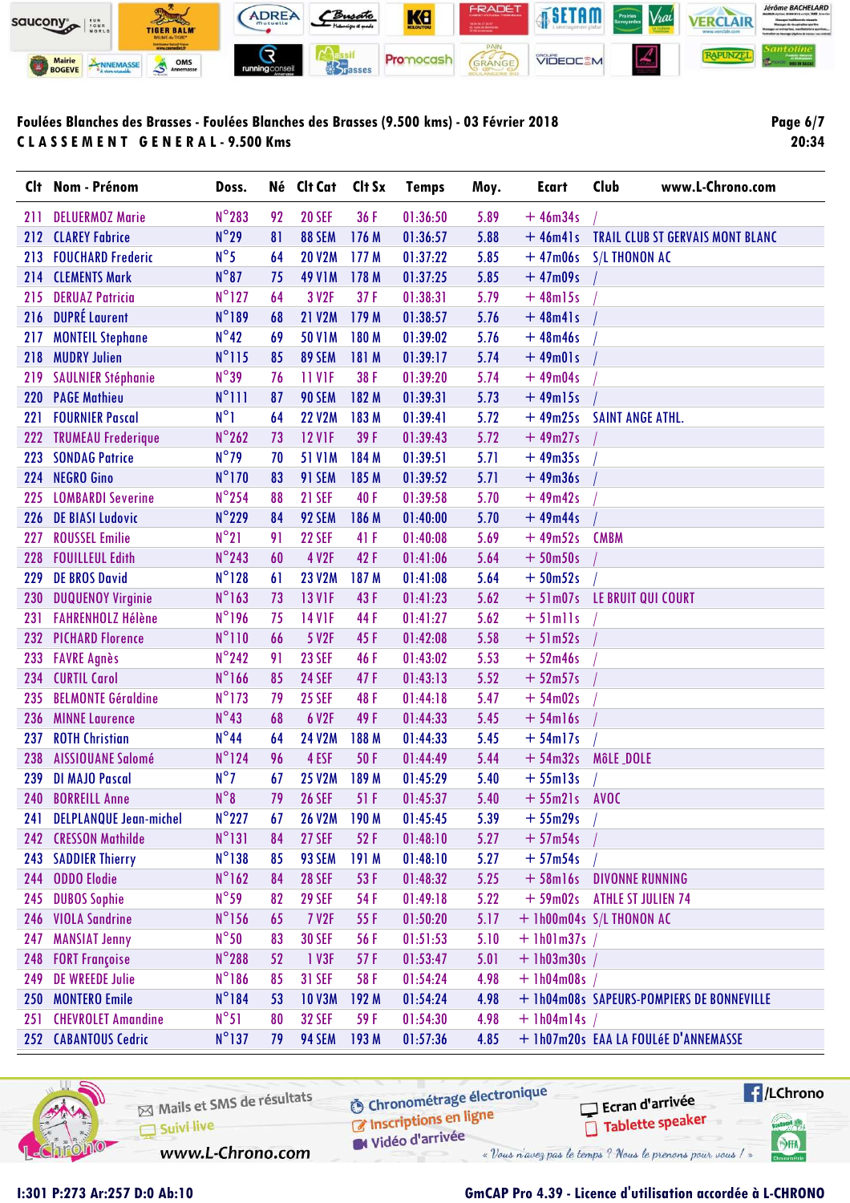Foulées Blanches des Brasses - Foulées Blanches des Brasses (9.500 kms) - 03 Février 2018

**CLASSEMENT GENERAL - 9.500 Kms**

| Clt | Nom - Prénom | Doss. | Né | Clt Cat | Clt Sx | Temps | Moy. | Ecart | Club www.L-Chrono.com |
|---|---|---|---|---|---|---|---|---|---|
| 211 | DELUERMOZ Marie | N°283 | 92 | 20 SEF | 36 F | 01:36:50 | 5.89 | + 46m34s | / |
| 212 | CLAREY Fabrice | N°29 | 81 | 88 SEM | 176 M | 01:36:57 | 5.88 | + 46m41s | TRAIL CLUB ST GERVAIS MONT BLANC |
| 213 | FOUCHARD Frederic | N°5 | 64 | 20 V2M | 177 M | 01:37:22 | 5.85 | + 47m06s | S/L THONON AC |
| 214 | CLEMENTS Mark | N°87 | 75 | 49 V1M | 178 M | 01:37:25 | 5.85 | + 47m09s | / |
| 215 | DERUAZ Patricia | N°127 | 64 | 3 V2F | 37 F | 01:38:31 | 5.79 | + 48m15s | / |
| 216 | DUPRÉ Laurent | N°189 | 68 | 21 V2M | 179 M | 01:38:57 | 5.76 | + 48m41s | / |
| 217 | MONTEIL Stephane | N°42 | 69 | 50 V1M | 180 M | 01:39:02 | 5.76 | + 48m46s | / |
| 218 | MUDRY Julien | N°115 | 85 | 89 SEM | 181 M | 01:39:17 | 5.74 | + 49m01s | / |
| 219 | SAULNIER Stéphanie | N°39 | 76 | 11 V1F | 38 F | 01:39:20 | 5.74 | + 49m04s | / |
| 220 | PAGE Mathieu | N°111 | 87 | 90 SEM | 182 M | 01:39:31 | 5.73 | + 49m15s | / |
| 221 | FOURNIER Pascal | N°1 | 64 | 22 V2M | 183 M | 01:39:41 | 5.72 | + 49m25s | SAINT ANGE ATHL. |
| 222 | TRUMEAU Frederique | N°262 | 73 | 12 V1F | 39 F | 01:39:43 | 5.72 | + 49m27s | / |
| 223 | SONDAG Patrice | N°79 | 70 | 51 V1M | 184 M | 01:39:51 | 5.71 | + 49m35s | / |
| 224 | NEGRO Gino | N°170 | 83 | 91 SEM | 185 M | 01:39:52 | 5.71 | + 49m36s | / |
| 225 | LOMBARDI Severine | N°254 | 88 | 21 SEF | 40 F | 01:39:58 | 5.70 | + 49m42s | / |
| 226 | DE BIASI Ludovic | N°229 | 84 | 92 SEM | 186 M | 01:40:00 | 5.70 | + 49m44s | / |
| 227 | ROUSSEL Emilie | N°21 | 91 | 22 SEF | 41 F | 01:40:08 | 5.69 | + 49m52s | CMBM |
| 228 | FOUILLEUL Edith | N°243 | 60 | 4 V2F | 42 F | 01:41:06 | 5.64 | + 50m50s | / |
| 229 | DE BROS David | N°128 | 61 | 23 V2M | 187 M | 01:41:08 | 5.64 | + 50m52s | / |
| 230 | DUQUENOY Virginie | N°163 | 73 | 13 V1F | 43 F | 01:41:23 | 5.62 | + 51m07s | LE BRUIT QUI COURT |
| 231 | FAHRENHOLZ Hélène | N°196 | 75 | 14 V1F | 44 F | 01:41:27 | 5.62 | + 51m11s | / |
| 232 | PICHARD Florence | N°110 | 66 | 5 V2F | 45 F | 01:42:08 | 5.58 | + 51m52s | / |
| 233 | FAVRE Agnès | N°242 | 91 | 23 SEF | 46 F | 01:43:02 | 5.53 | + 52m46s | / |
| 234 | CURTIL Carol | N°166 | 85 | 24 SEF | 47 F | 01:43:13 | 5.52 | + 52m57s | / |
| 235 | BELMONTE Géraldine | N°173 | 79 | 25 SEF | 48 F | 01:44:18 | 5.47 | + 54m02s | / |
| 236 | MINNE Laurence | N°43 | 68 | 6 V2F | 49 F | 01:44:33 | 5.45 | + 54m16s | / |
| 237 | ROTH Christian | N°44 | 64 | 24 V2M | 188 M | 01:44:33 | 5.45 | + 54m17s | / |
| 238 | AISSIOUANE Salomé | N°124 | 96 | 4 ESF | 50 F | 01:44:49 | 5.44 | + 54m32s | MÔLE _DOLE |
| 239 | DI MAJO Pascal | N°7 | 67 | 25 V2M | 189 M | 01:45:29 | 5.40 | + 55m13s | / |
| 240 | BORREILL Anne | N°8 | 79 | 26 SEF | 51 F | 01:45:37 | 5.40 | + 55m21s | AVOC |
| 241 | DELPLANQUE Jean-michel | N°227 | 67 | 26 V2M | 190 M | 01:45:45 | 5.39 | + 55m29s | / |
| 242 | CRESSON Mathilde | N°131 | 84 | 27 SEF | 52 F | 01:48:10 | 5.27 | + 57m54s | / |
| 243 | SADDIER Thierry | N°138 | 85 | 93 SEM | 191 M | 01:48:10 | 5.27 | + 57m54s | / |
| 244 | ODDO Elodie | N°162 | 84 | 28 SEF | 53 F | 01:48:32 | 5.25 | + 58m16s | DIVONNE RUNNING |
| 245 | DUBOS Sophie | N°59 | 82 | 29 SEF | 54 F | 01:49:18 | 5.22 | + 59m02s | ATHLE ST JULIEN 74 |
| 246 | VIOLA Sandrine | N°156 | 65 | 7 V2F | 55 F | 01:50:20 | 5.17 | + 1h00m04s | S/L THONON AC |
| 247 | MANSIAT Jenny | N°50 | 83 | 30 SEF | 56 F | 01:51:53 | 5.10 | + 1h01m37s | / |
| 248 | FORT Françoise | N°288 | 52 | 1 V3F | 57 F | 01:53:47 | 5.01 | + 1h03m30s | / |
| 249 | DE WREEDE Julie | N°186 | 85 | 31 SEF | 58 F | 01:54:24 | 4.98 | + 1h04m08s | / |
| 250 | MONTERO Emile | N°184 | 53 | 10 V3M | 192 M | 01:54:24 | 4.98 | + 1h04m08s | SAPEURS-POMPIERS DE BONNEVILLE |
| 251 | CHEVROLET Amandine | N°51 | 80 | 32 SEF | 59 F | 01:54:30 | 4.98 | + 1h04m14s | / |
| 252 | CABANTOUS Cedric | N°137 | 79 | 94 SEM | 193 M | 01:57:36 | 4.85 | + 1h07m20s | EAA LA FOULéE D'ANNEMASSE |

I:301 P:273 Ar:257 D:0 Ab:10

GmCAP Pro 4.39 - Licence d'utilisation accordée à L-CHRONO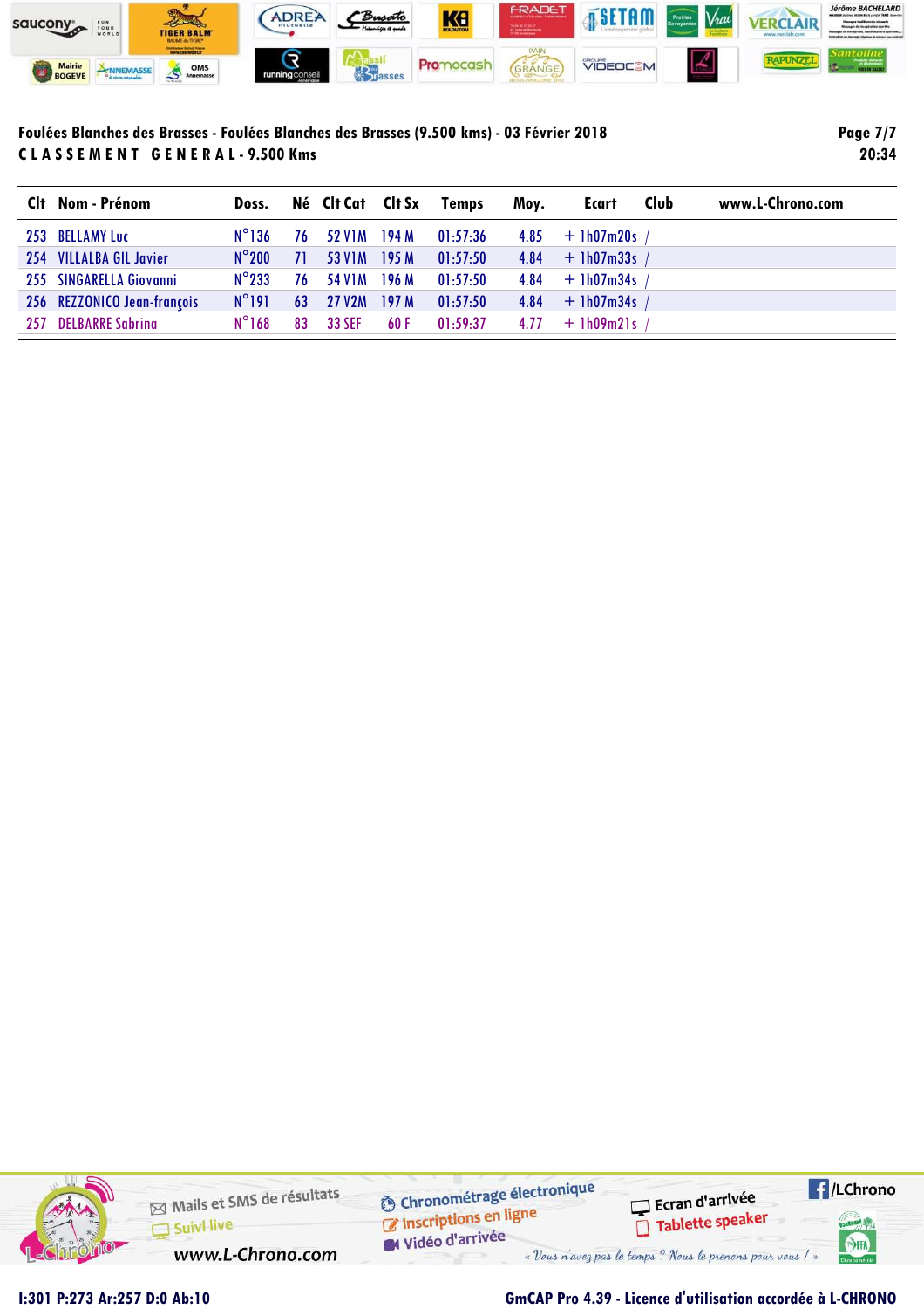## Foulées Blanches des Brasses - Foulées Blanches des Brasses (9.500 kms) - 03 Février 2018

**CLASSEMENT GENERAL - 9.500 Kms**

| Clt | Nom - Prénom | Doss. | Né | Clt Cat | Clt Sx | Temps | Moy. | Ecart | Club | www.L-Chrono.com |
|---|---|---|---|---|---|---|---|---|---|---|
| 253 | BELLAMY Luc | N°136 | 76 | 52 V1M | 194 M | 01:57:36 | 4.85 | + 1h07m20s | / | |
| 254 | VILLALBA GIL Javier | N°200 | 71 | 53 V1M | 195 M | 01:57:50 | 4.84 | + 1h07m33s | / | |
| 255 | SINGARELLA Giovanni | N°233 | 76 | 54 V1M | 196 M | 01:57:50 | 4.84 | + 1h07m34s | / | |
| 256 | REZZONICO Jean-françois | N°191 | 63 | 27 V2M | 197 M | 01:57:50 | 4.84 | + 1h07m34s | / | |
| 257 | DELBARRE Sabrina | N°168 | 83 | 33 SEF | 60 F | 01:59:37 | 4.77 | + 1h09m21s | / | |

I:301 P:273 Ar:257 D:0 Ab:10

GmCAP Pro 4.39 - Licence d'utilisation accordée à L-CHRONO